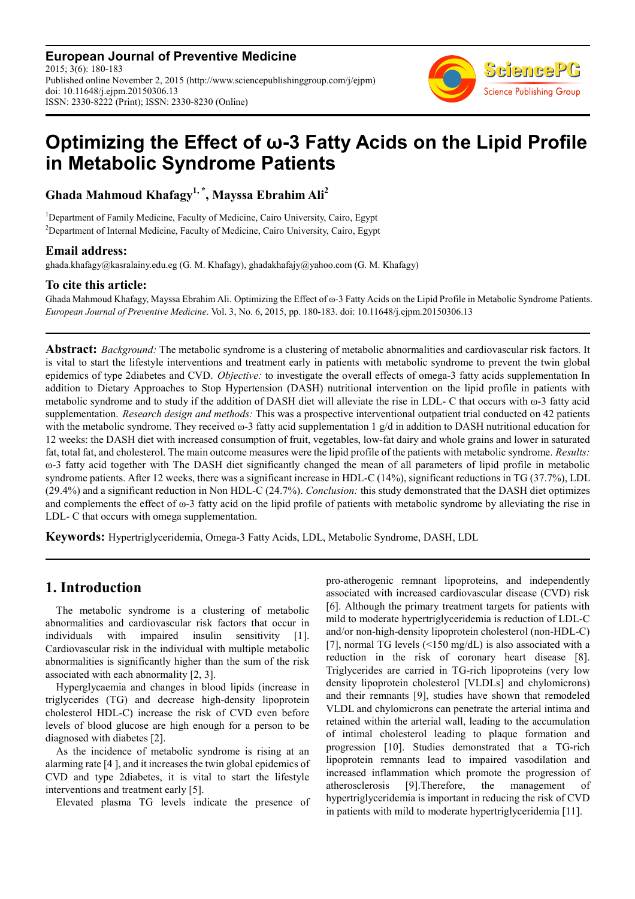**European Journal of Preventive Medicine**
2015; 3(6): 180-183
Published online November 2, 2015 (http://www.sciencepublishinggroup.com/j/ejpm)
doi: 10.11648/j.ejpm.20150306.13
ISSN: 2330-8222 (Print); ISSN: 2330-8230 (Online)

# Optimizing the Effect of ω-3 Fatty Acids on the Lipid Profile in Metabolic Syndrome Patients

**Ghada Mahmoud Khafagy[1, *], Mayssa Ebrahim Ali[2]**

[1]Department of Family Medicine, Faculty of Medicine, Cairo University, Cairo, Egypt
[2]Department of Internal Medicine, Faculty of Medicine, Cairo University, Cairo, Egypt

### Email address:

ghada.khafagy@kasralainy.edu.eg (G. M. Khafagy), ghadakhafajy@yahoo.com (G. M. Khafagy)

### To cite this article:

Ghada Mahmoud Khafagy, Mayssa Ebrahim Ali. Optimizing the Effect of ω-3 Fatty Acids on the Lipid Profile in Metabolic Syndrome Patients. *European Journal of Preventive Medicine*. Vol. 3, No. 6, 2015, pp. 180-183. doi: 10.11648/j.ejpm.20150306.13

---

**Abstract:** *Background:* The metabolic syndrome is a clustering of metabolic abnormalities and cardiovascular risk factors. It is vital to start the lifestyle interventions and treatment early in patients with metabolic syndrome to prevent the twin global epidemics of type 2diabetes and CVD. *Objective:* to investigate the overall effects of omega-3 fatty acids supplementation In addition to Dietary Approaches to Stop Hypertension (DASH) nutritional intervention on the lipid profile in patients with metabolic syndrome and to study if the addition of DASH diet will alleviate the rise in LDL- C that occurs with ω-3 fatty acid supplementation. *Research design and methods:* This was a prospective interventional outpatient trial conducted on 42 patients with the metabolic syndrome. They received ω-3 fatty acid supplementation 1 g/d in addition to DASH nutritional education for 12 weeks: the DASH diet with increased consumption of fruit, vegetables, low-fat dairy and whole grains and lower in saturated fat, total fat, and cholesterol. The main outcome measures were the lipid profile of the patients with metabolic syndrome. *Results:* ω-3 fatty acid together with The DASH diet significantly changed the mean of all parameters of lipid profile in metabolic syndrome patients. After 12 weeks, there was a significant increase in HDL-C (14%), significant reductions in TG (37.7%), LDL (29.4%) and a significant reduction in Non HDL-C (24.7%). *Conclusion:* this study demonstrated that the DASH diet optimizes and complements the effect of ω-3 fatty acid on the lipid profile of patients with metabolic syndrome by alleviating the rise in LDL- C that occurs with omega supplementation.

**Keywords:** Hypertriglyceridemia, Omega-3 Fatty Acids, LDL, Metabolic Syndrome, DASH, LDL

---

## 1. Introduction

The metabolic syndrome is a clustering of metabolic abnormalities and cardiovascular risk factors that occur in individuals with impaired insulin sensitivity [1]. Cardiovascular risk in the individual with multiple metabolic abnormalities is significantly higher than the sum of the risk associated with each abnormality [2, 3].

Hyperglycaemia and changes in blood lipids (increase in triglycerides (TG) and decrease high-density lipoprotein cholesterol HDL-C) increase the risk of CVD even before levels of blood glucose are high enough for a person to be diagnosed with diabetes [2].

As the incidence of metabolic syndrome is rising at an alarming rate [4 ], and it increases the twin global epidemics of CVD and type 2diabetes, it is vital to start the lifestyle interventions and treatment early [5].

Elevated plasma TG levels indicate the presence of pro-atherogenic remnant lipoproteins, and independently associated with increased cardiovascular disease (CVD) risk [6]. Although the primary treatment targets for patients with mild to moderate hypertriglyceridemia is reduction of LDL-C and/or non-high-density lipoprotein cholesterol (non-HDL-C) [7], normal TG levels (<150 mg/dL) is also associated with a reduction in the risk of coronary heart disease [8]. Triglycerides are carried in TG-rich lipoproteins (very low density lipoprotein cholesterol [VLDLs] and chylomicrons) and their remnants [9], studies have shown that remodeled VLDL and chylomicrons can penetrate the arterial intima and retained within the arterial wall, leading to the accumulation of intimal cholesterol leading to plaque formation and progression [10]. Studies demonstrated that a TG-rich lipoprotein remnants lead to impaired vasodilation and increased inflammation which promote the progression of atherosclerosis [9].Therefore, the management of hypertriglyceridemia is important in reducing the risk of CVD in patients with mild to moderate hypertriglyceridemia [11].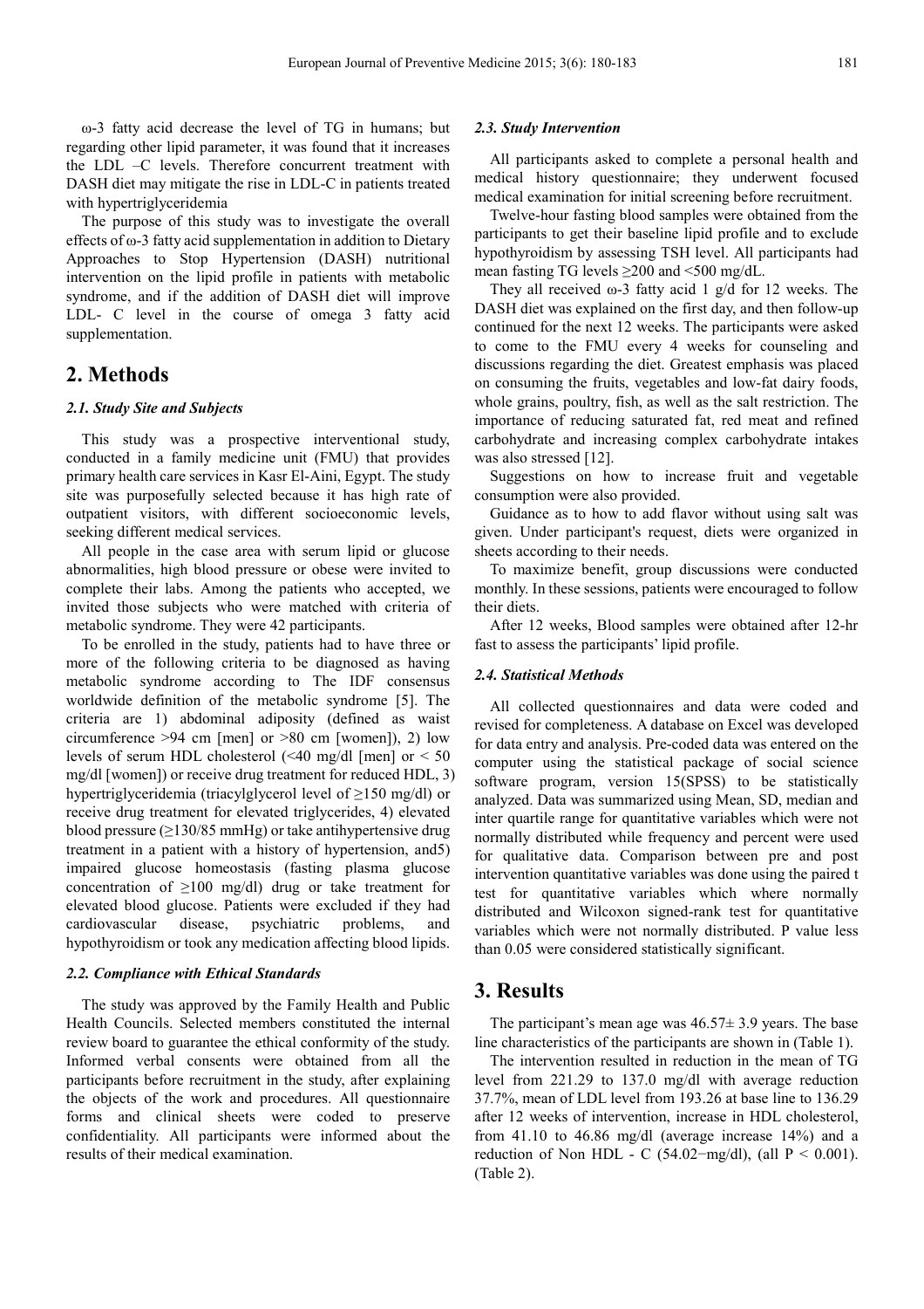ω-3 fatty acid decrease the level of TG in humans; but regarding other lipid parameter, it was found that it increases the LDL –C levels. Therefore concurrent treatment with DASH diet may mitigate the rise in LDL-C in patients treated with hypertriglyceridemia

The purpose of this study was to investigate the overall effects of ω-3 fatty acid supplementation in addition to Dietary Approaches to Stop Hypertension (DASH) nutritional intervention on the lipid profile in patients with metabolic syndrome, and if the addition of DASH diet will improve LDL- C level in the course of omega 3 fatty acid supplementation.

## 2. Methods

### *2.1. Study Site and Subjects*

This study was a prospective interventional study, conducted in a family medicine unit (FMU) that provides primary health care services in Kasr El-Aini, Egypt. The study site was purposefully selected because it has high rate of outpatient visitors, with different socioeconomic levels, seeking different medical services.

All people in the case area with serum lipid or glucose abnormalities, high blood pressure or obese were invited to complete their labs. Among the patients who accepted, we invited those subjects who were matched with criteria of metabolic syndrome. They were 42 participants.

To be enrolled in the study, patients had to have three or more of the following criteria to be diagnosed as having metabolic syndrome according to The IDF consensus worldwide definition of the metabolic syndrome [5]. The criteria are 1) abdominal adiposity (defined as waist circumference >94 cm [men] or >80 cm [women]), 2) low levels of serum HDL cholesterol (<40 mg/dl [men] or < 50 mg/dl [women]) or receive drug treatment for reduced HDL, 3) hypertriglyceridemia (triacylglycerol level of ≥150 mg/dl) or receive drug treatment for elevated triglycerides, 4) elevated blood pressure (≥130/85 mmHg) or take antihypertensive drug treatment in a patient with a history of hypertension, and5) impaired glucose homeostasis (fasting plasma glucose concentration of ≥100 mg/dl) drug or take treatment for elevated blood glucose. Patients were excluded if they had cardiovascular disease, psychiatric problems, and hypothyroidism or took any medication affecting blood lipids.

### *2.2. Compliance with Ethical Standards*

The study was approved by the Family Health and Public Health Councils. Selected members constituted the internal review board to guarantee the ethical conformity of the study. Informed verbal consents were obtained from all the participants before recruitment in the study, after explaining the objects of the work and procedures. All questionnaire forms and clinical sheets were coded to preserve confidentiality. All participants were informed about the results of their medical examination.

### *2.3. Study Intervention*

All participants asked to complete a personal health and medical history questionnaire; they underwent focused medical examination for initial screening before recruitment.

Twelve-hour fasting blood samples were obtained from the participants to get their baseline lipid profile and to exclude hypothyroidism by assessing TSH level. All participants had mean fasting TG levels ≥200 and <500 mg/dL.

They all received ω-3 fatty acid 1 g/d for 12 weeks. The DASH diet was explained on the first day, and then follow-up continued for the next 12 weeks. The participants were asked to come to the FMU every 4 weeks for counseling and discussions regarding the diet. Greatest emphasis was placed on consuming the fruits, vegetables and low-fat dairy foods, whole grains, poultry, fish, as well as the salt restriction. The importance of reducing saturated fat, red meat and refined carbohydrate and increasing complex carbohydrate intakes was also stressed [12].

Suggestions on how to increase fruit and vegetable consumption were also provided.

Guidance as to how to add flavor without using salt was given. Under participant's request, diets were organized in sheets according to their needs.

To maximize benefit, group discussions were conducted monthly. In these sessions, patients were encouraged to follow their diets.

After 12 weeks, Blood samples were obtained after 12-hr fast to assess the participants' lipid profile.

### *2.4. Statistical Methods*

All collected questionnaires and data were coded and revised for completeness. A database on Excel was developed for data entry and analysis. Pre-coded data was entered on the computer using the statistical package of social science software program, version 15(SPSS) to be statistically analyzed. Data was summarized using Mean, SD, median and inter quartile range for quantitative variables which were not normally distributed while frequency and percent were used for qualitative data. Comparison between pre and post intervention quantitative variables was done using the paired t test for quantitative variables which where normally distributed and Wilcoxon signed-rank test for quantitative variables which were not normally distributed. P value less than 0.05 were considered statistically significant.

## 3. Results

The participant's mean age was 46.57± 3.9 years. The base line characteristics of the participants are shown in (Table 1).

The intervention resulted in reduction in the mean of TG level from 221.29 to 137.0 mg/dl with average reduction 37.7%, mean of LDL level from 193.26 at base line to 136.29 after 12 weeks of intervention, increase in HDL cholesterol, from 41.10 to 46.86 mg/dl (average increase 14%) and a reduction of Non HDL - C (54.02−mg/dl), (all $P < 0.001$). (Table 2).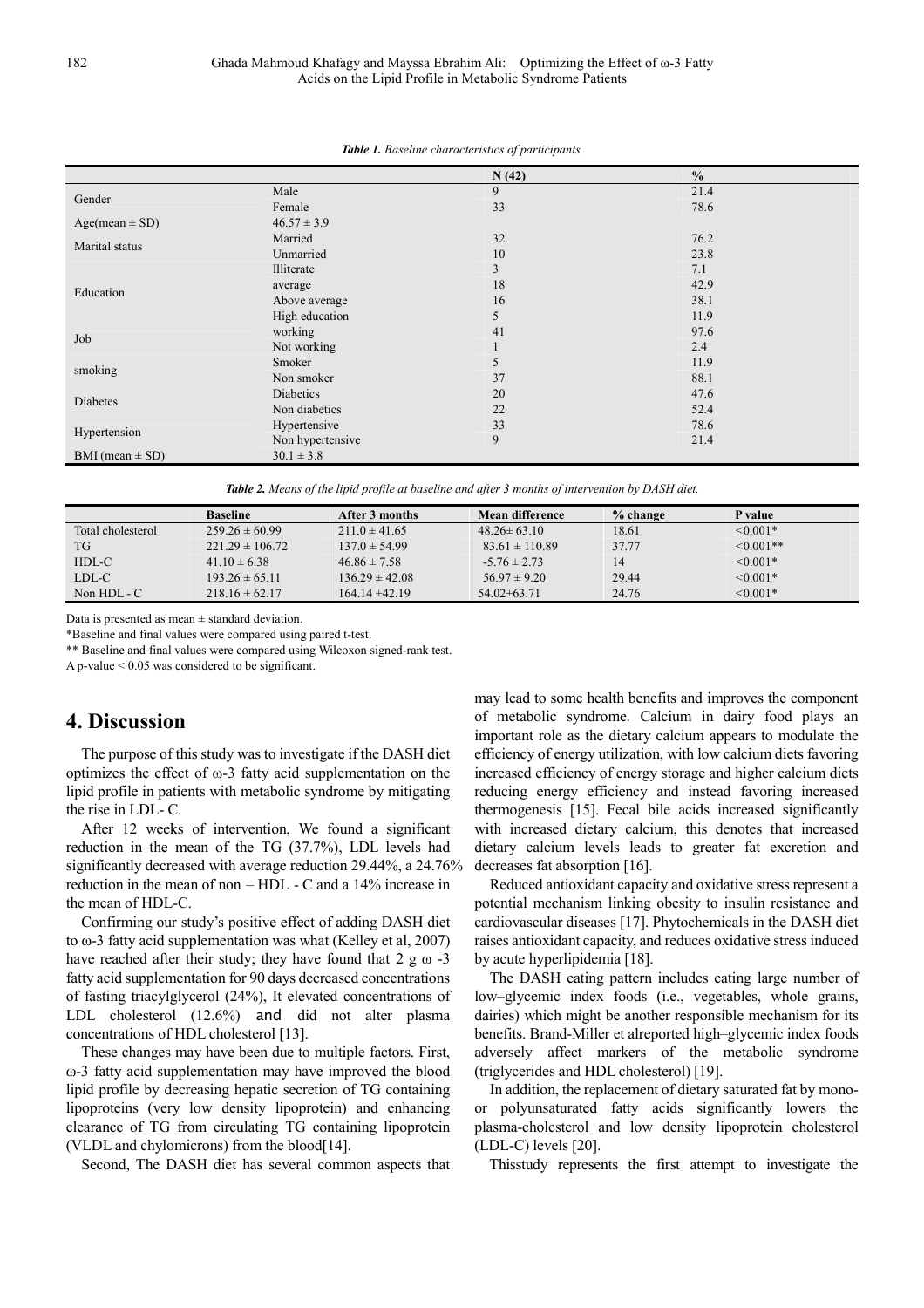*Table 1. Baseline characteristics of participants.*

| | | N (42) | % |
|---|---|---|---|
| Gender | Male | 9 | 21.4 |
| | Female | 33 | 78.6 |
| Age(mean ± SD) | 46.57 ± 3.9 | | |
| Marital status | Married | 32 | 76.2 |
| | Unmarried | 10 | 23.8 |
| Education | Illiterate | 3 | 7.1 |
| | average | 18 | 42.9 |
| | Above average | 16 | 38.1 |
| | High education | 5 | 11.9 |
| Job | working | 41 | 97.6 |
| | Not working | 1 | 2.4 |
| smoking | Smoker | 5 | 11.9 |
| | Non smoker | 37 | 88.1 |
| Diabetes | Diabetics | 20 | 47.6 |
| | Non diabetics | 22 | 52.4 |
| Hypertension | Hypertensive | 33 | 78.6 |
| | Non hypertensive | 9 | 21.4 |
| BMI (mean ± SD) | 30.1 ± 3.8 | | |

*Table 2. Means of the lipid profile at baseline and after 3 months of intervention by DASH diet.*

| | Baseline | After 3 months | Mean difference | % change | P value |
|---|---|---|---|---|---|
| Total cholesterol | 259.26 ± 60.99 | 211.0 ± 41.65 | 48.26± 63.10 | 18.61 | <0.001* |
| TG | 221.29 ± 106.72 | 137.0 ± 54.99 | 83.61 ± 110.89 | 37.77 | <0.001** |
| HDL-C | 41.10 ± 6.38 | 46.86 ± 7.58 | -5.76 ± 2.73 | 14 | <0.001* |
| LDL-C | 193.26 ± 65.11 | 136.29 ± 42.08 | 56.97 ± 9.20 | 29.44 | <0.001* |
| Non HDL - C | 218.16 ± 62.17 | 164.14 ±42.19 | 54.02±63.71 | 24.76 | <0.001* |

Data is presented as mean ± standard deviation.

*Baseline and final values were compared using paired t-test.

** Baseline and final values were compared using Wilcoxon signed-rank test.

A p-value < 0.05 was considered to be significant.

# 4. Discussion

The purpose of this study was to investigate if the DASH diet optimizes the effect of ω-3 fatty acid supplementation on the lipid profile in patients with metabolic syndrome by mitigating the rise in LDL- C.

After 12 weeks of intervention, We found a significant reduction in the mean of the TG (37.7%), LDL levels had significantly decreased with average reduction 29.44%, a 24.76% reduction in the mean of non – HDL - C and a 14% increase in the mean of HDL-C.

Confirming our study's positive effect of adding DASH diet to ω-3 fatty acid supplementation was what (Kelley et al, 2007) have reached after their study; they have found that 2 g ω -3 fatty acid supplementation for 90 days decreased concentrations of fasting triacylglycerol (24%), It elevated concentrations of LDL cholesterol (12.6%) and did not alter plasma concentrations of HDL cholesterol [13].

These changes may have been due to multiple factors. First, ω-3 fatty acid supplementation may have improved the blood lipid profile by decreasing hepatic secretion of TG containing lipoproteins (very low density lipoprotein) and enhancing clearance of TG from circulating TG containing lipoprotein (VLDL and chylomicrons) from the blood[14].

Second, The DASH diet has several common aspects that may lead to some health benefits and improves the component of metabolic syndrome. Calcium in dairy food plays an important role as the dietary calcium appears to modulate the efficiency of energy utilization, with low calcium diets favoring increased efficiency of energy storage and higher calcium diets reducing energy efficiency and instead favoring increased thermogenesis [15]. Fecal bile acids increased significantly with increased dietary calcium, this denotes that increased dietary calcium levels leads to greater fat excretion and decreases fat absorption [16].

Reduced antioxidant capacity and oxidative stress represent a potential mechanism linking obesity to insulin resistance and cardiovascular diseases [17]. Phytochemicals in the DASH diet raises antioxidant capacity, and reduces oxidative stress induced by acute hyperlipidemia [18].

The DASH eating pattern includes eating large number of low–glycemic index foods (i.e., vegetables, whole grains, dairies) which might be another responsible mechanism for its benefits. Brand-Miller et alreported high–glycemic index foods adversely affect markers of the metabolic syndrome (triglycerides and HDL cholesterol) [19].

In addition, the replacement of dietary saturated fat by mono- or polyunsaturated fatty acids significantly lowers the plasma-cholesterol and low density lipoprotein cholesterol (LDL-C) levels [20].

Thisstudy represents the first attempt to investigate the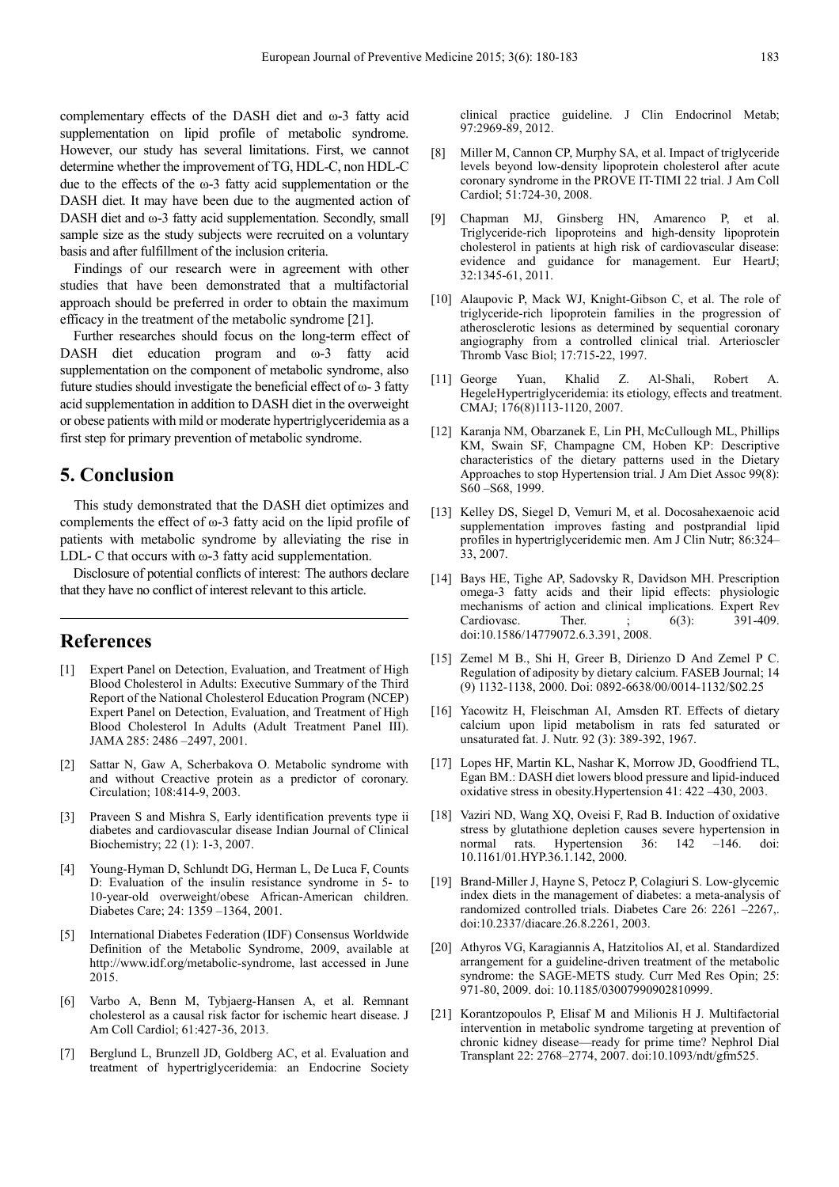complementary effects of the DASH diet and ω-3 fatty acid supplementation on lipid profile of metabolic syndrome. However, our study has several limitations. First, we cannot determine whether the improvement of TG, HDL-C, non HDL-C due to the effects of the ω-3 fatty acid supplementation or the DASH diet. It may have been due to the augmented action of DASH diet and ω-3 fatty acid supplementation. Secondly, small sample size as the study subjects were recruited on a voluntary basis and after fulfillment of the inclusion criteria.

Findings of our research were in agreement with other studies that have been demonstrated that a multifactorial approach should be preferred in order to obtain the maximum efficacy in the treatment of the metabolic syndrome [21].

Further researches should focus on the long-term effect of DASH diet education program and ω-3 fatty acid supplementation on the component of metabolic syndrome, also future studies should investigate the beneficial effect of ω- 3 fatty acid supplementation in addition to DASH diet in the overweight or obese patients with mild or moderate hypertriglyceridemia as a first step for primary prevention of metabolic syndrome.

## 5. Conclusion

This study demonstrated that the DASH diet optimizes and complements the effect of ω-3 fatty acid on the lipid profile of patients with metabolic syndrome by alleviating the rise in LDL- C that occurs with ω-3 fatty acid supplementation.

Disclosure of potential conflicts of interest: The authors declare that they have no conflict of interest relevant to this article.

## References

[1] Expert Panel on Detection, Evaluation, and Treatment of High Blood Cholesterol in Adults: Executive Summary of the Third Report of the National Cholesterol Education Program (NCEP) Expert Panel on Detection, Evaluation, and Treatment of High Blood Cholesterol In Adults (Adult Treatment Panel III). JAMA 285: 2486 –2497, 2001.

[2] Sattar N, Gaw A, Scherbakova O. Metabolic syndrome with and without Creactive protein as a predictor of coronary. Circulation; 108:414-9, 2003.

[3] Praveen S and Mishra S, Early identification prevents type ii diabetes and cardiovascular disease Indian Journal of Clinical Biochemistry; 22 (1): 1-3, 2007.

[4] Young-Hyman D, Schlundt DG, Herman L, De Luca F, Counts D: Evaluation of the insulin resistance syndrome in 5- to 10-year-old overweight/obese African-American children. Diabetes Care; 24: 1359 –1364, 2001.

[5] International Diabetes Federation (IDF) Consensus Worldwide Definition of the Metabolic Syndrome, 2009, available at http://www.idf.org/metabolic-syndrome, last accessed in June 2015.

[6] Varbo A, Benn M, Tybjaerg-Hansen A, et al. Remnant cholesterol as a causal risk factor for ischemic heart disease. J Am Coll Cardiol; 61:427-36, 2013.

[7] Berglund L, Brunzell JD, Goldberg AC, et al. Evaluation and treatment of hypertriglyceridemia: an Endocrine Society clinical practice guideline. J Clin Endocrinol Metab; 97:2969-89, 2012.

[8] Miller M, Cannon CP, Murphy SA, et al. Impact of triglyceride levels beyond low-density lipoprotein cholesterol after acute coronary syndrome in the PROVE IT-TIMI 22 trial. J Am Coll Cardiol; 51:724-30, 2008.

[9] Chapman MJ, Ginsberg HN, Amarenco P, et al. Triglyceride-rich lipoproteins and high-density lipoprotein cholesterol in patients at high risk of cardiovascular disease: evidence and guidance for management. Eur HeartJ; 32:1345-61, 2011.

[10] Alaupovic P, Mack WJ, Knight-Gibson C, et al. The role of triglyceride-rich lipoprotein families in the progression of atherosclerotic lesions as determined by sequential coronary angiography from a controlled clinical trial. Arterioscler Thromb Vasc Biol; 17:715-22, 1997.

[11] George Yuan, Khalid Z. Al-Shali, Robert A. HegeleHypertriglyceridemia: its etiology, effects and treatment. CMAJ; 176(8)1113-1120, 2007.

[12] Karanja NM, Obarzanek E, Lin PH, McCullough ML, Phillips KM, Swain SF, Champagne CM, Hoben KP: Descriptive characteristics of the dietary patterns used in the Dietary Approaches to stop Hypertension trial. J Am Diet Assoc 99(8): S60 –S68, 1999.

[13] Kelley DS, Siegel D, Vemuri M, et al. Docosahexaenoic acid supplementation improves fasting and postprandial lipid profiles in hypertriglyceridemic men. Am J Clin Nutr; 86:324–33, 2007.

[14] Bays HE, Tighe AP, Sadovsky R, Davidson MH. Prescription omega-3 fatty acids and their lipid effects: physiologic mechanisms of action and clinical implications. Expert Rev Cardiovasc. Ther. ; 6(3): 391-409. doi:10.1586/14779072.6.3.391, 2008.

[15] Zemel M B., Shi H, Greer B, Dirienzo D And Zemel P C. Regulation of adiposity by dietary calcium. FASEB Journal; 14 (9) 1132-1138, 2000. Doi: 0892-6638/00/0014-1132/$02.25

[16] Yacowitz H, Fleischman AI, Amsden RT. Effects of dietary calcium upon lipid metabolism in rats fed saturated or unsaturated fat. J. Nutr. 92 (3): 389-392, 1967.

[17] Lopes HF, Martin KL, Nashar K, Morrow JD, Goodfriend TL, Egan BM.: DASH diet lowers blood pressure and lipid-induced oxidative stress in obesity.Hypertension 41: 422 –430, 2003.

[18] Vaziri ND, Wang XQ, Oveisi F, Rad B. Induction of oxidative stress by glutathione depletion causes severe hypertension in normal rats. Hypertension 36: 142 –146. doi: 10.1161/01.HYP.36.1.142, 2000.

[19] Brand-Miller J, Hayne S, Petocz P, Colagiuri S. Low-glycemic index diets in the management of diabetes: a meta-analysis of randomized controlled trials. Diabetes Care 26: 2261 –2267,. doi:10.2337/diacare.26.8.2261, 2003.

[20] Athyros VG, Karagiannis A, Hatzitolios AI, et al. Standardized arrangement for a guideline-driven treatment of the metabolic syndrome: the SAGE-METS study. Curr Med Res Opin; 25: 971-80, 2009. doi: 10.1185/03007990902810999.

[21] Korantzopoulos P, Elisaf M and Milionis H J. Multifactorial intervention in metabolic syndrome targeting at prevention of chronic kidney disease—ready for prime time? Nephrol Dial Transplant 22: 2768–2774, 2007. doi:10.1093/ndt/gfm525.